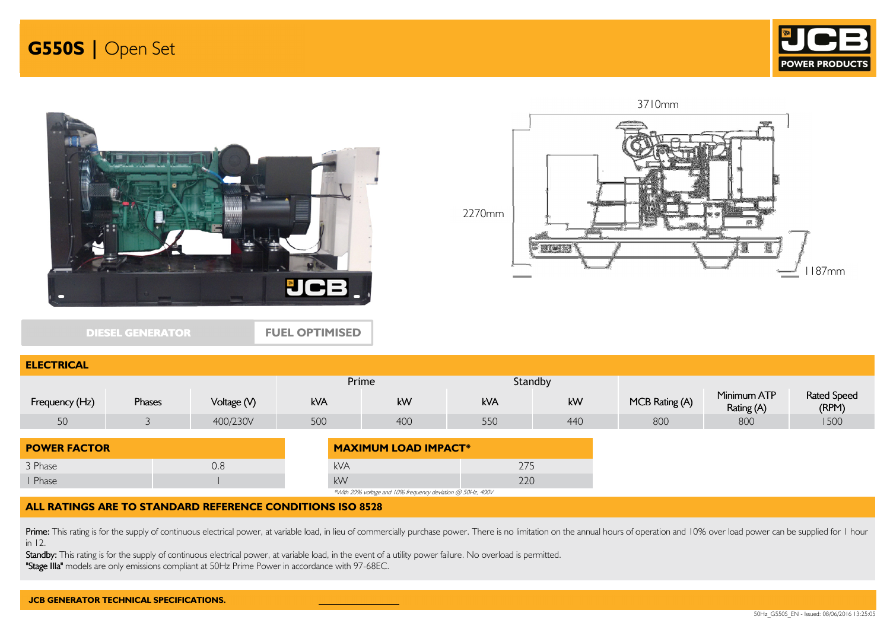# G550S | Open Set

JCB POWER PRODUCTS

3710mm

2270mm

1187mm

DIESEL GENERATOR | FUEL OPTIMISED

## ELECTRICAL

| Frequency (Hz) | Phases | Voltage (V) | Prime | | Standby | | MCB Rating (A) | Minimum ATP Rating (A) | Rated Speed (RPM) |
|---|---|---|---|---|---|---|---|---|---|
| | | | kVA | kW | kVA | kW | | | |
| 50 | 3 | 400/230V | 500 | 400 | 550 | 440 | 800 | 800 | 1500 |

## POWER FACTOR

| | |
|---|---|
| 3 Phase | 0.8 |
| 1 Phase | 1 |

## MAXIMUM LOAD IMPACT*

| | |
|---|---|
| kVA | 275 |
| kW | 220 |

*With 20% voltage and 10% frequency deviation @ 50Hz, 400V

## ALL RATINGS ARE TO STANDARD REFERENCE CONDITIONS ISO 8528

**Prime:** This rating is for the supply of continuous electrical power, at variable load, in lieu of commercially purchase power. There is no limitation on the annual hours of operation and 10% over load power can be supplied for 1 hour in 12.

**Standby:** This rating is for the supply of continuous electrical power, at variable load, in the event of a utility power failure. No overload is permitted.

**"Stage IIIa"** models are only emissions compliant at 50Hz Prime Power in accordance with 97-68EC.

**JCB GENERATOR TECHNICAL SPECIFICATIONS.**

50Hz_G550S_EN - Issued: 08/06/2016 13:25:05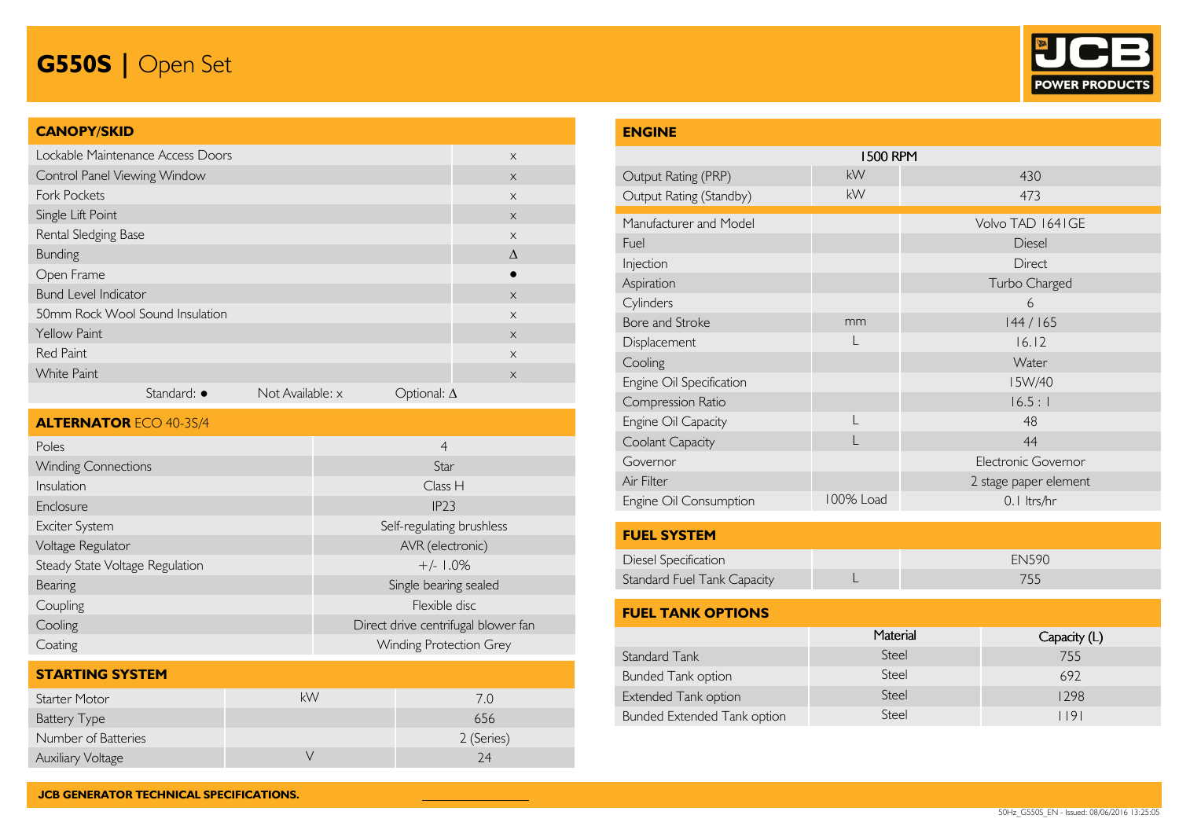# G550S | Open Set

## CANOPY/SKID

| CANOPY/SKID | |
|---|---|
| Lockable Maintenance Access Doors | x |
| Control Panel Viewing Window | x |
| Fork Pockets | x |
| Single Lift Point | x |
| Rental Sledging Base | x |
| Bunding | Δ |
| Open Frame | ● |
| Bund Level Indicator | x |
| 50mm Rock Wool Sound Insulation | x |
| Yellow Paint | x |
| Red Paint | x |
| White Paint | x |

Standard: ● Not Available: x Optional: Δ

## ALTERNATOR ECO 40-3S/4

| ALTERNATOR | |
|---|---|
| Poles | 4 |
| Winding Connections | Star |
| Insulation | Class H |
| Enclosure | IP23 |
| Exciter System | Self-regulating brushless |
| Voltage Regulator | AVR (electronic) |
| Steady State Voltage Regulation | +/- 1.0% |
| Bearing | Single bearing sealed |
| Coupling | Flexible disc |
| Cooling | Direct drive centrifugal blower fan |
| Coating | Winding Protection Grey |

## STARTING SYSTEM

| STARTING SYSTEM | | |
|---|---|---|
| Starter Motor | kW | 7.0 |
| Battery Type | | 656 |
| Number of Batteries | | 2 (Series) |
| Auxiliary Voltage | V | 24 |

## ENGINE

| | | 1500 RPM |
|---|---|---|
| Output Rating (PRP) | kW | 430 |
| Output Rating (Standby) | kW | 473 |
| Manufacturer and Model | | Volvo TAD 1641GE |
| Fuel | | Diesel |
| Injection | | Direct |
| Aspiration | | Turbo Charged |
| Cylinders | | 6 |
| Bore and Stroke | mm | 144 / 165 |
| Displacement | L | 16.12 |
| Cooling | | Water |
| Engine Oil Specification | | 15W/40 |
| Compression Ratio | | 16.5 : 1 |
| Engine Oil Capacity | L | 48 |
| Coolant Capacity | L | 44 |
| Governor | | Electronic Governor |
| Air Filter | | 2 stage paper element |
| Engine Oil Consumption | 100% Load | 0.1 ltrs/hr |

## FUEL SYSTEM

| FUEL SYSTEM | | |
|---|---|---|
| Diesel Specification | | EN590 |
| Standard Fuel Tank Capacity | L | 755 |

## FUEL TANK OPTIONS

| | Material | Capacity (L) |
|---|---|---|
| Standard Tank | Steel | 755 |
| Bunded Tank option | Steel | 692 |
| Extended Tank option | Steel | 1298 |
| Bunded Extended Tank option | Steel | 1191 |

**JCB GENERATOR TECHNICAL SPECIFICATIONS.**

50Hz_G550S_EN - Issued: 08/06/2016 13:25:05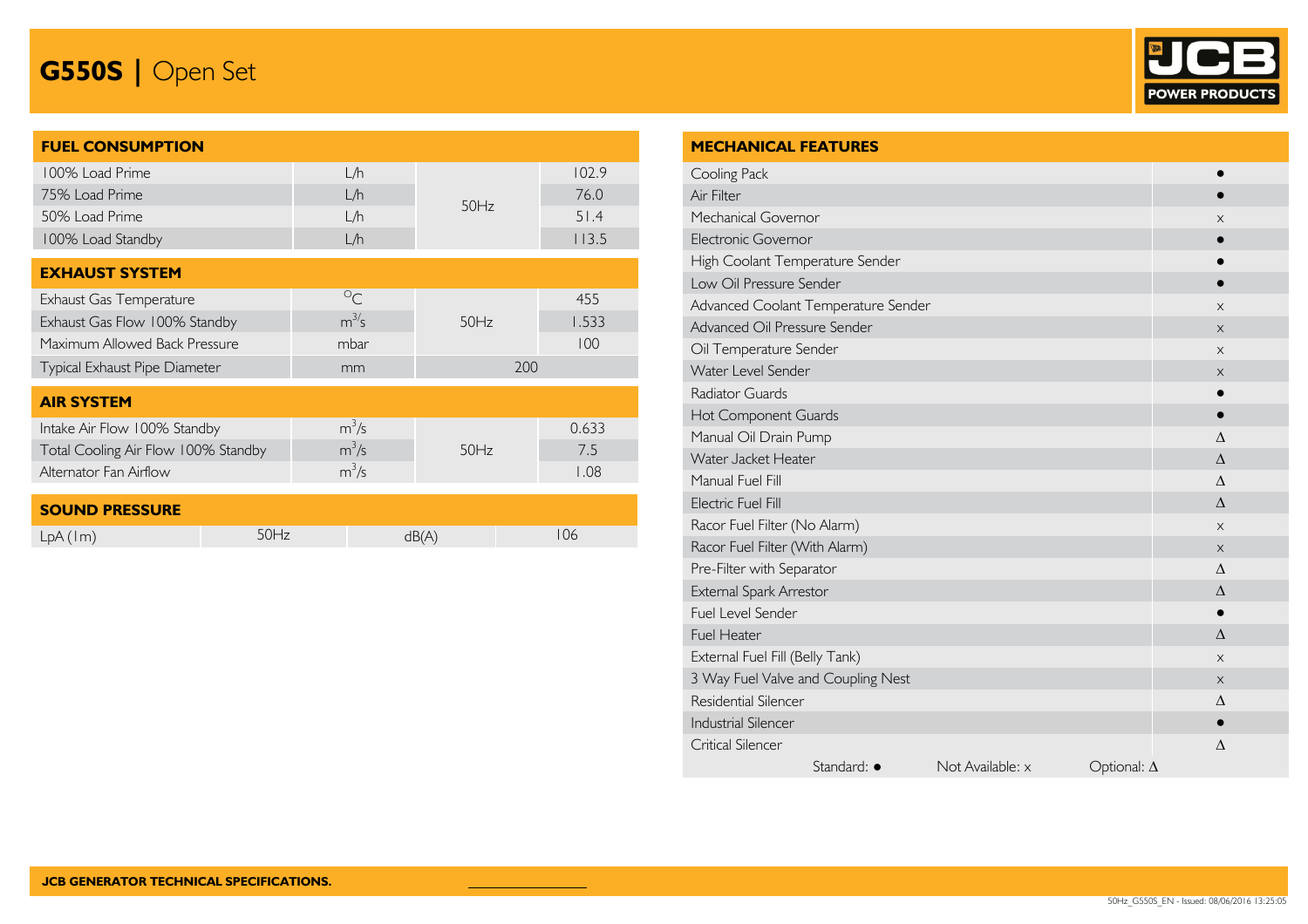# G550S | Open Set

JCB POWER PRODUCTS

## FUEL CONSUMPTION

| | | | |
|---|---|---|---|
| 100% Load Prime | L/h | 50Hz | 102.9 |
| 75% Load Prime | L/h | | 76.0 |
| 50% Load Prime | L/h | | 51.4 |
| 100% Load Standby | L/h | | 113.5 |

## EXHAUST SYSTEM

| | | | |
|---|---|---|---|
| Exhaust Gas Temperature | $^{o}C$ | 50Hz | 455 |
| Exhaust Gas Flow 100% Standby | $m^3/s$ | | 1.533 |
| Maximum Allowed Back Pressure | mbar | | 100 |
| Typical Exhaust Pipe Diameter | mm | 200 | |

## AIR SYSTEM

| | | | |
|---|---|---|---|
| Intake Air Flow 100% Standby | $m^3/s$ | 50Hz | 0.633 |
| Total Cooling Air Flow 100% Standby | $m^3/s$ | | 7.5 |
| Alternator Fan Airflow | $m^3/s$ | | 1.08 |

## SOUND PRESSURE

| | | | |
|---|---|---|---|
| LpA (1m) | 50Hz | dB(A) | 106 |

## MECHANICAL FEATURES

| | |
|---|---|
| Cooling Pack | ● |
| Air Filter | ● |
| Mechanical Governor | x |
| Electronic Governor | ● |
| High Coolant Temperature Sender | ● |
| Low Oil Pressure Sender | ● |
| Advanced Coolant Temperature Sender | x |
| Advanced Oil Pressure Sender | x |
| Oil Temperature Sender | x |
| Water Level Sender | x |
| Radiator Guards | ● |
| Hot Component Guards | ● |
| Manual Oil Drain Pump | Δ |
| Water Jacket Heater | Δ |
| Manual Fuel Fill | Δ |
| Electric Fuel Fill | Δ |
| Racor Fuel Filter (No Alarm) | x |
| Racor Fuel Filter (With Alarm) | x |
| Pre-Filter with Separator | Δ |
| External Spark Arrestor | Δ |
| Fuel Level Sender | ● |
| Fuel Heater | Δ |
| External Fuel Fill (Belly Tank) | x |
| 3 Way Fuel Valve and Coupling Nest | x |
| Residential Silencer | Δ |
| Industrial Silencer | ● |
| Critical Silencer | Δ |

Standard: ● Not Available: x Optional: Δ

JCB GENERATOR TECHNICAL SPECIFICATIONS.

50Hz_G550S_EN - Issued: 08/06/2016 13:25:05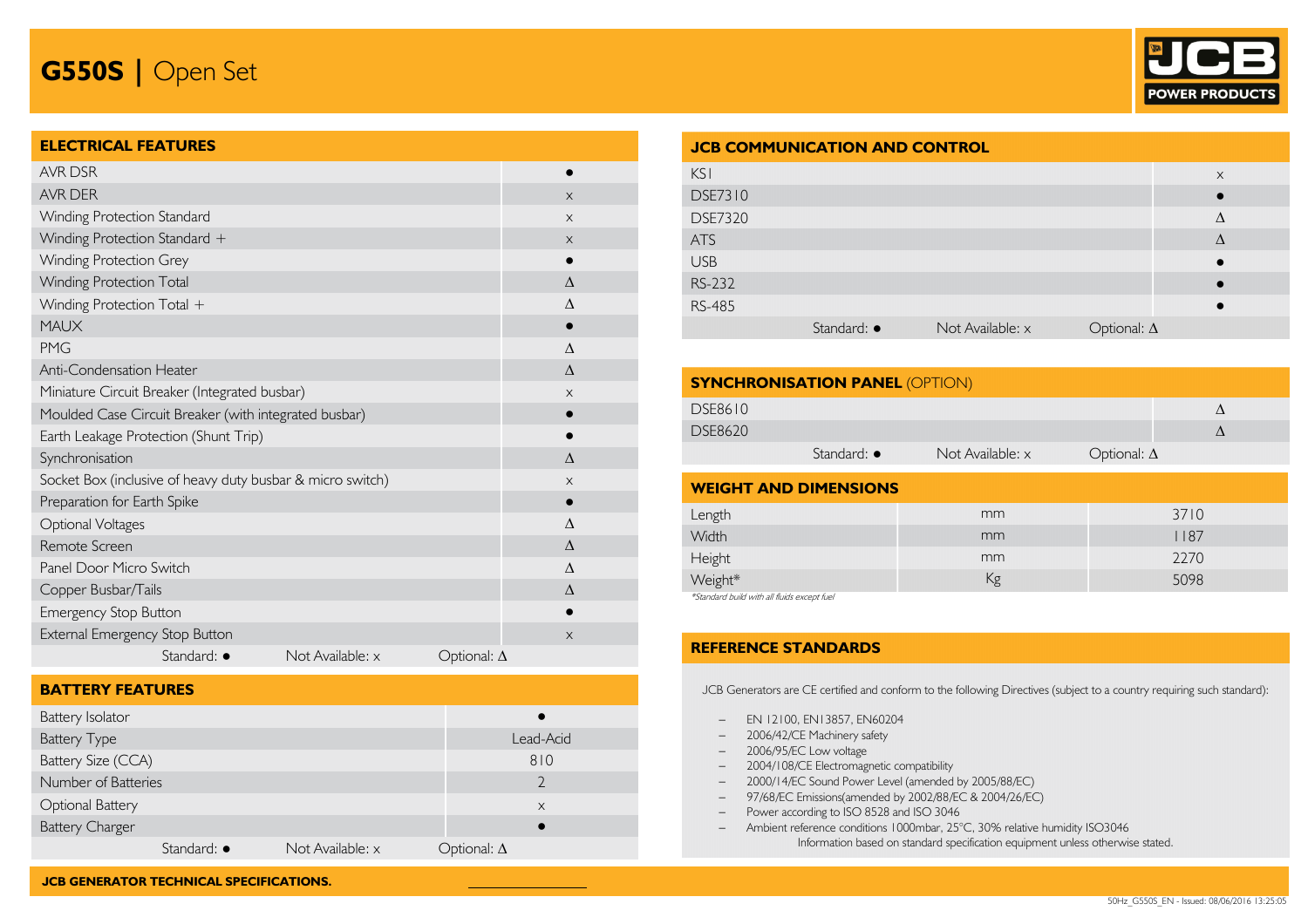# G550S | Open Set

JCB POWER PRODUCTS

## ELECTRICAL FEATURES

| | |
|---|---|
| AVR DSR | ● |
| AVR DER | x |
| Winding Protection Standard | x |
| Winding Protection Standard + | x |
| Winding Protection Grey | ● |
| Winding Protection Total | Δ |
| Winding Protection Total + | Δ |
| MAUX | ● |
| PMG | Δ |
| Anti-Condensation Heater | Δ |
| Miniature Circuit Breaker (Integrated busbar) | x |
| Moulded Case Circuit Breaker (with integrated busbar) | ● |
| Earth Leakage Protection (Shunt Trip) | ● |
| Synchronisation | Δ |
| Socket Box (inclusive of heavy duty busbar & micro switch) | x |
| Preparation for Earth Spike | ● |
| Optional Voltages | Δ |
| Remote Screen | Δ |
| Panel Door Micro Switch | Δ |
| Copper Busbar/Tails | Δ |
| Emergency Stop Button | ● |
| External Emergency Stop Button | x |

Standard: ● Not Available: x Optional: Δ

## BATTERY FEATURES

| | |
|---|---|
| Battery Isolator | ● |
| Battery Type | Lead-Acid |
| Battery Size (CCA) | 810 |
| Number of Batteries | 2 |
| Optional Battery | x |
| Battery Charger | ● |

Standard: ● Not Available: x Optional: Δ

## JCB COMMUNICATION AND CONTROL

| | |
|---|---|
| KS1 | x |
| DSE7310 | ● |
| DSE7320 | Δ |
| ATS | Δ |
| USB | ● |
| RS-232 | ● |
| RS-485 | ● |

Standard: ● Not Available: x Optional: Δ

## SYNCHRONISATION PANEL (OPTION)

| | |
|---|---|
| DSE8610 | Δ |
| DSE8620 | Δ |

Standard: ● Not Available: x Optional: Δ

## WEIGHT AND DIMENSIONS

| | | |
|---|---|---|
| Length | mm | 3710 |
| Width | mm | 1187 |
| Height | mm | 2270 |
| Weight* | Kg | 5098 |

*Standard build with all fluids except fuel

## REFERENCE STANDARDS

JCB Generators are CE certified and conform to the following Directives (subject to a country requiring such standard):

- EN 12100, EN13857, EN60204
- 2006/42/CE Machinery safety
- 2006/95/EC Low voltage
- 2004/108/CE Electromagnetic compatibility
- 2000/14/EC Sound Power Level (amended by 2005/88/EC)
- 97/68/EC Emissions(amended by 2002/88/EC & 2004/26/EC)
- Power according to ISO 8528 and ISO 3046
- Ambient reference conditions 1000mbar, 25°C, 30% relative humidity ISO3046

Information based on standard specification equipment unless otherwise stated.

JCB GENERATOR TECHNICAL SPECIFICATIONS.

50Hz_G550S_EN - Issued: 08/06/2016 13:25:05